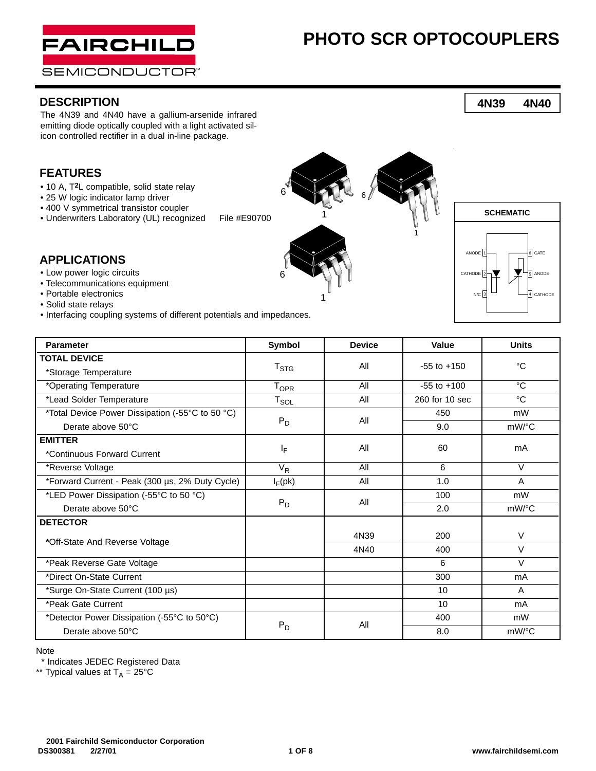# PHOTO SCR OPTOCOUPLERS

**4N39 4N40**

## DESCRIPTION

The 4N39 and 4N40 have a gallium-arsenide infrared emitting diode optically coupled with a light activated silicon controlled rectifier in a dual in-line package.

## FEATURES

- 10 A, T²L compatible, solid state relay
- 25 W logic indicator lamp driver
- 400 V symmetrical transistor coupler
- Underwriters Laboratory (UL) recognized File #E90700

## APPLICATIONS

- Low power logic circuits
- Telecommunications equipment
- Portable electronics
- Solid state relays
- Interfacing coupling systems of different potentials and impedances.

SCHEMATIC

ANODE 1
CATHODE 2
N/C 3
6 GATE
5 ANODE
4 CATHODE

| Parameter | Symbol | Device | Value | Units |
|---|---|---|---|---|
| **TOTAL DEVICE** | | | | |
| *Storage Temperature | $T_{STG}$ | All | -55 to +150 | °C |
| *Operating Temperature | $T_{OPR}$ | All | -55 to +100 | °C |
| *Lead Solder Temperature | $T_{SOL}$ | All | 260 for 10 sec | °C |
| *Total Device Power Dissipation (-55°C to 50 °C) | $P_D$ | All | 450 | mW |
| Derate above 50°C | | | 9.0 | mW/°C |
| **EMITTER** | | | | |
| *Continuous Forward Current | $I_F$ | All | 60 | mA |
| *Reverse Voltage | $V_R$ | All | 6 | V |
| *Forward Current - Peak (300 µs, 2% Duty Cycle) | $I_F$(pk) | All | 1.0 | A |
| *LED Power Dissipation (-55°C to 50 °C) | $P_D$ | All | 100 | mW |
| Derate above 50°C | | | 2.0 | mW/°C |
| **DETECTOR** | | | | |
| *Off-State And Reverse Voltage | | 4N39 | 200 | V |
| | | 4N40 | 400 | V |
| *Peak Reverse Gate Voltage | | | 6 | V |
| *Direct On-State Current | | | 300 | mA |
| *Surge On-State Current (100 µs) | | | 10 | A |
| *Peak Gate Current | | | 10 | mA |
| *Detector Power Dissipation (-55°C to 50°C) | $P_D$ | All | 400 | mW |
| Derate above 50°C | | | 8.0 | mW/°C |

Note
* Indicates JEDEC Registered Data
** Typical values at $T_A$ = 25°C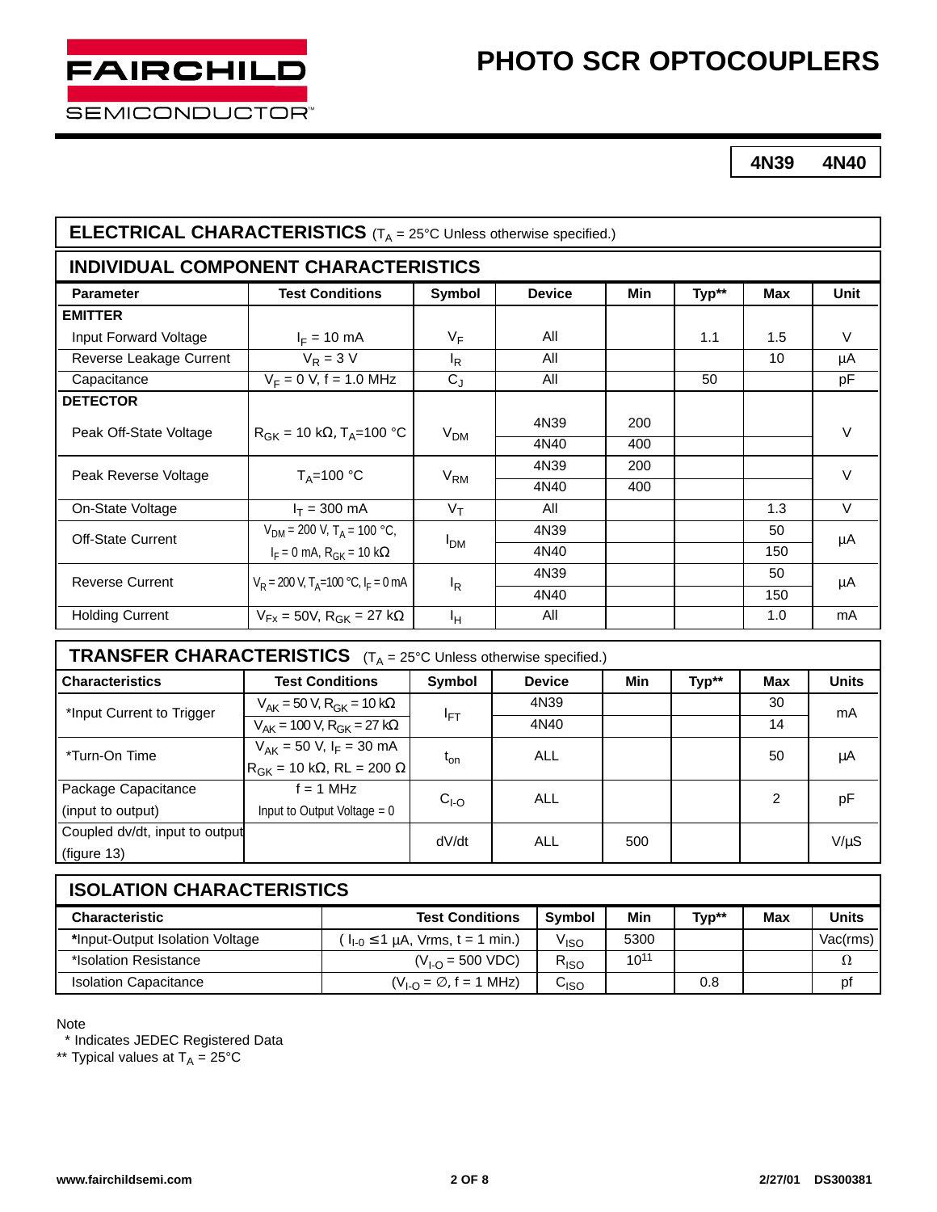# PHOTO SCR OPTOCOUPLERS

**4N39 4N40**

## ELECTRICAL CHARACTERISTICS ($T_A$ = 25°C Unless otherwise specified.)

### INDIVIDUAL COMPONENT CHARACTERISTICS

| Parameter | Test Conditions | Symbol | Device | Min | Typ** | Max | Unit |
|---|---|---|---|---|---|---|---|
| **EMITTER** | | | | | | | |
| Input Forward Voltage | $I_F$ = 10 mA | $V_F$ | All | | 1.1 | 1.5 | V |
| Reverse Leakage Current | $V_R$ = 3 V | $I_R$ | All | | | 10 | µA |
| Capacitance | $V_F$ = 0 V, f = 1.0 MHz | $C_J$ | All | | 50 | | pF |
| **DETECTOR** | | | | | | | |
| Peak Off-State Voltage | $R_{GK}$ = 10 kΩ, $T_A$=100 °C | $V_{DM}$ | 4N39 | 200 | | | V |
| | | | 4N40 | 400 | | | |
| Peak Reverse Voltage | $T_A$=100 °C | $V_{RM}$ | 4N39 | 200 | | | V |
| | | | 4N40 | 400 | | | |
| On-State Voltage | $I_T$ = 300 mA | $V_T$ | All | | | 1.3 | V |
| Off-State Current | $V_{DM}$ = 200 V, $T_A$ = 100 °C, $I_F$ = 0 mA, $R_{GK}$ = 10 kΩ | $I_{DM}$ | 4N39 | | | 50 | µA |
| | | | 4N40 | | | 150 | |
| Reverse Current | $V_R$ = 200 V, $T_A$=100 °C, $I_F$ = 0 mA | $I_R$ | 4N39 | | | 50 | µA |
| | | | 4N40 | | | 150 | |
| Holding Current | $V_{Fx}$ = 50V, $R_{GK}$ = 27 kΩ | $I_H$ | All | | | 1.0 | mA |

## TRANSFER CHARACTERISTICS ($T_A$ = 25°C Unless otherwise specified.)

| Characteristics | Test Conditions | Symbol | Device | Min | Typ** | Max | Units |
|---|---|---|---|---|---|---|---|
| *Input Current to Trigger | $V_{AK}$ = 50 V, $R_{GK}$ = 10 kΩ | $I_{FT}$ | 4N39 | | | 30 | mA |
| | $V_{AK}$ = 100 V, $R_{GK}$ = 27 kΩ | | 4N40 | | | 14 | |
| *Turn-On Time | $V_{AK}$ = 50 V, $I_F$ = 30 mA $R_{GK}$ = 10 kΩ, RL = 200 Ω | $t_{on}$ | ALL | | | 50 | µA |
| Package Capacitance (input to output) | f = 1 MHz Input to Output Voltage = 0 | $C_{I-O}$ | ALL | | | 2 | pF |
| Coupled dv/dt, input to output (figure 13) | | dV/dt | ALL | 500 | | | V/µS |

## ISOLATION CHARACTERISTICS

| Characteristic | Test Conditions | Symbol | Min | Typ** | Max | Units |
|---|---|---|---|---|---|---|
| ***Input-Output Isolation Voltage** | ( $I_{I-0}$ ≤ 1 µA, Vrms, t = 1 min.) | $V_{ISO}$ | 5300 | | | Vac(rms) |
| *Isolation Resistance | ($V_{I-O}$ = 500 VDC) | $R_{ISO}$ | $10^{11}$ | | | Ω |
| Isolation Capacitance | ($V_{I-O}$ = ∅, f = 1 MHz) | $C_{ISO}$ | | 0.8 | | pf |

Note
 * Indicates JEDEC Registered Data
** Typical values at $T_A$ = 25°C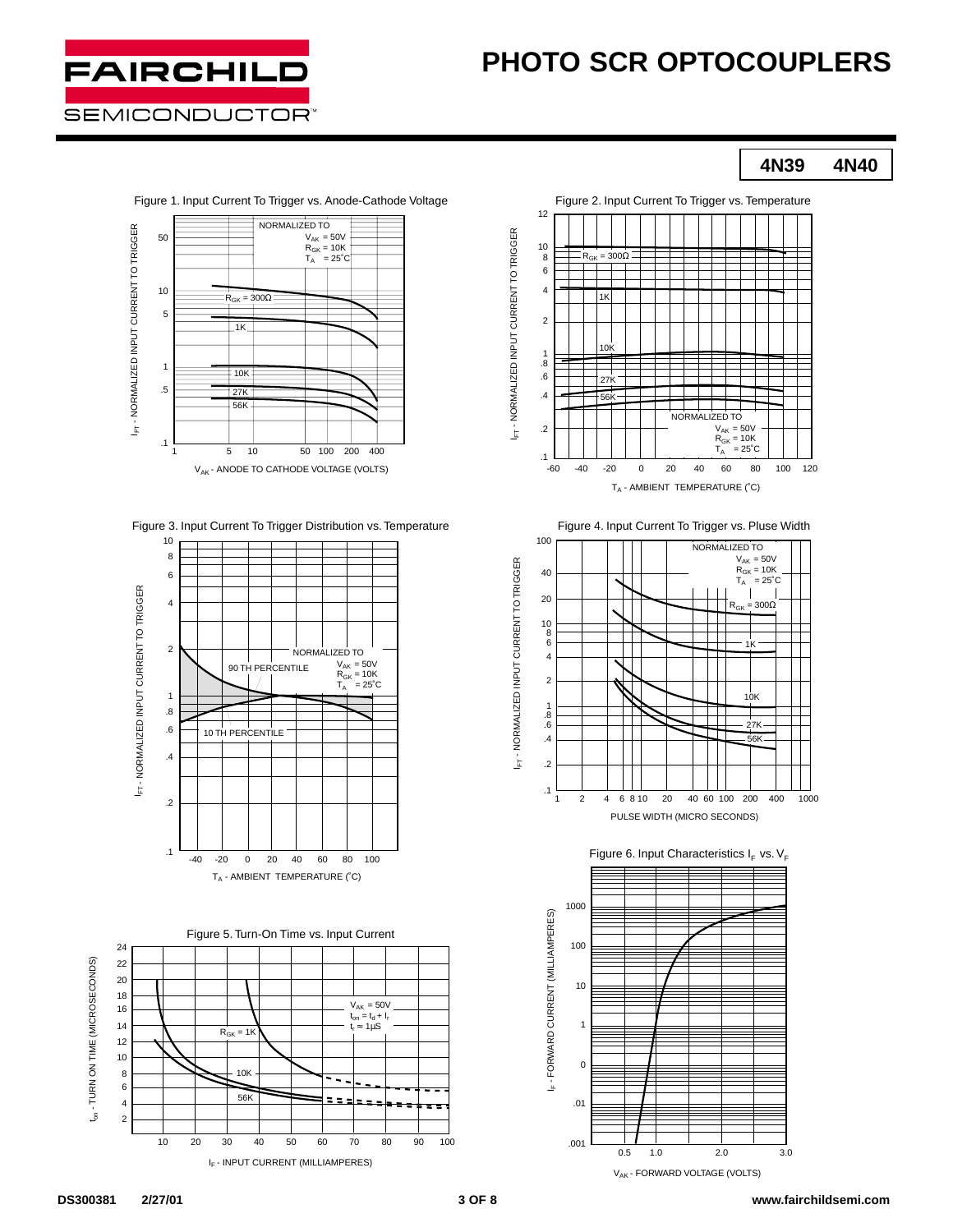# PHOTO SCR OPTOCOUPLERS

**4N39 4N40**

Figure 1. Input Current To Trigger vs. Anode-Cathode Voltage

NORMALIZED TO
$V_{AK}$ = 50V
$R_{GK}$ = 10K
$T_A$ = 25˚C

$R_{GK}$ = 300Ω
1K
10K
27K
56K

$I_{FT}$ - NORMALIZED INPUT CURRENT TO TRIGGER

50
10
5
1
.5
.1

1 5 10 50 100 200 400

$V_{AK}$ - ANODE TO CATHODE VOLTAGE (VOLTS)

Figure 2. Input Current To Trigger vs. Temperature

$R_{GK}$ = 300Ω
1K
10K
27K
56K

NORMALIZED TO
$V_{AK}$ = 50V
$R_{GK}$ = 10K
$T_A$ = 25˚C

$I_{FT}$ - NORMALIZED INPUT CURRENT TO TRIGGER

12
10
8
6
4
2
1
.8
.6
.4
.2
.1

-60 -40 -20 0 20 40 60 80 100 120

$T_A$ - AMBIENT TEMPERATURE (˚C)

Figure 3. Input Current To Trigger Distribution vs. Temperature

NORMALIZED TO
$V_{AK}$ = 50V
$R_{GK}$ = 10K
$T_A$ = 25˚C

90 TH PERCENTILE
10 TH PERCENTILE

$I_{FT}$ - NORMALIZED INPUT CURRENT TO TRIGGER

10
8
6
4
2
1
.8
.6
.4
.2
.1

-40 -20 0 20 40 60 80 100

$T_A$ - AMBIENT TEMPERATURE (˚C)

Figure 4. Input Current To Trigger vs. Pluse Width

NORMALIZED TO
$V_{AK}$ = 50V
$R_{GK}$ = 10K
$T_A$ = 25˚C

$R_{GK}$ = 300Ω
1K
10K
27K
56K

$I_{FT}$ - NORMALIZED INPUT CURRENT TO TRIGGER

100
40
20
10
8
6
4
2
1
.8
.6
.4
.2
.1

1 2 4 6 8 10 20 40 60 100 200 400 1000

PULSE WIDTH (MICRO SECONDS)

Figure 5. Turn-On Time vs. Input Current

$V_{AK}$ = 50V
$t_{on}$ = $t_d$ + $I_r$
$t_r$ ≈ 1µS

$R_{GK}$ = 1K
10K
56K

$t_{on}$ - TURN ON TIME (MICROSECONDS)

24
22
20
18
16
14
12
10
8
6
4
2

10 20 30 40 50 60 70 80 90 100

$I_F$ - INPUT CURRENT (MILLIAMPERES)

Figure 6. Input Characteristics $I_F$ vs. $V_F$

$I_F$ - FORWARD CURRENT (MILLIAMPERES)

1000
100
10
1
0
.01
.001

0.5 1.0 2.0 3.0

$V_{AK}$ - FORWARD VOLTAGE (VOLTS)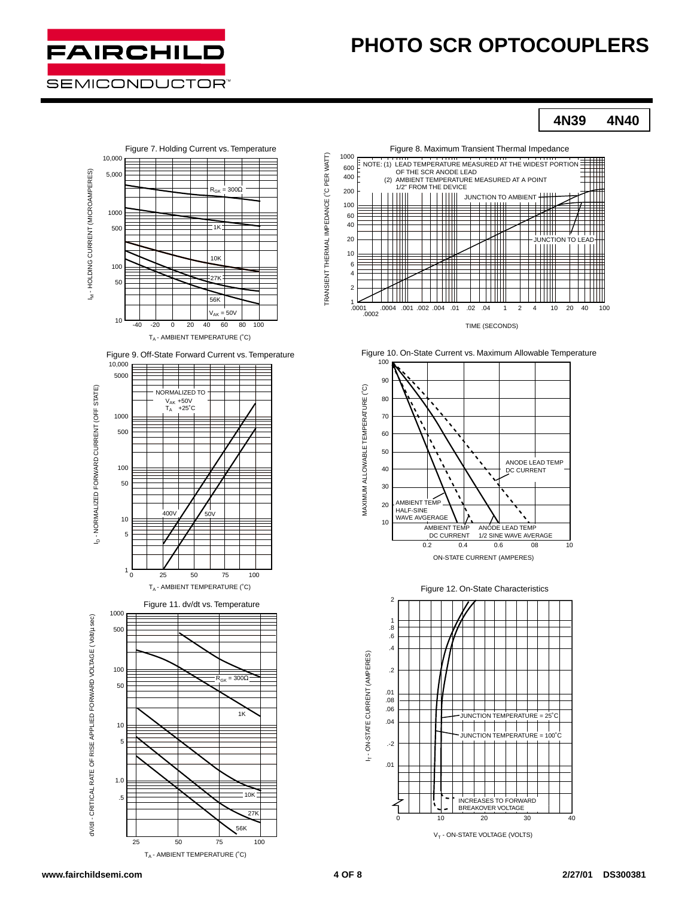# PHOTO SCR OPTOCOUPLERS

**4N39 4N40**

Figure 7. Holding Current vs. Temperature

$I_H$ - HOLDING CURRENT (MICROAMPERES)

10,000
5,000
1000
500
100
50
10

$R_{GK}$ = 300Ω
1K
10K
27K
56K
$V_{AK}$ = 50V

-40 -20 0 20 40 60 80 100

$T_A$ - AMBIENT TEMPERATURE (˚C)

Figure 8. Maximum Transient Thermal Impedance

TRANSIENT THERMAL IMPEDANCE (˚C PER WATT)

NOTE: (1) LEAD TEMPERATURE MEASURED AT THE WIDEST PORTION OF THE SCR ANODE LEAD
(2) AMBIENT TEMPERATURE MEASURED AT A POINT 1/2" FROM THE DEVICE

JUNCTION TO AMBIENT
JUNCTION TO LEAD

1000
600
400
200
100
60
40
20
10
6
4
2
1

.0001 .0002 .0004 .001 .002 .004 .01 .02 .04 1 2 4 10 20 40 100

TIME (SECONDS)

Figure 9. Off-State Forward Current vs. Temperature

$I_D$ - NORMALIZED FORWARD CURRENT (OFF STATE)

10,000
5000
1000
500
100
50
10
5
1

NORMALIZED TO
$V_{AK}$ +50V
$T_A$ +25˚C

400V
50V

0 25 50 75 100

$T_A$ - AMBIENT TEMPERATURE (˚C)

Figure 10. On-State Current vs. Maximum Allowable Temperature

MAXIMUM ALLOWABLE TEMPERATURE (˚C)

100
90
80
70
60
50
40
30
20
10

ANODE LEAD TEMP DC CURRENT
AMBIENT TEMP HALF-SINE WAVE AVGERAGE
AMBIENT TEMP DC CURRENT
ANODE LEAD TEMP 1/2 SINE WAVE AVERAGE

0.2 0.4 0.6 08 10

ON-STATE CURRENT (AMPERES)

Figure 11. dv/dt vs. Temperature

dV/dt - CRITICAL RATE OF RISE APPLIED FORWARD VOLTAGE ( Volt/µ sec)

1000
500
100
50
10
5
1.0
.5

$R_{GK}$ = 300Ω
1K
10K
27K
56K

25 50 75 100

$T_A$ - AMBIENT TEMPERATURE (˚C)

Figure 12. On-State Characteristics

$I_T$ - ON-STATE CURRENT (AMPERES)

2
1
.8
.6
.4
.2
.01
.08
.06
.04
-.2
.01

JUNCTION TEMPERATURE = 25˚C
JUNCTION TEMPERATURE = 100˚C
INCREASES TO FORWARD BREAKOVER VOLTAGE

0 10 20 30 40

$V_T$ - ON-STATE VOLTAGE (VOLTS)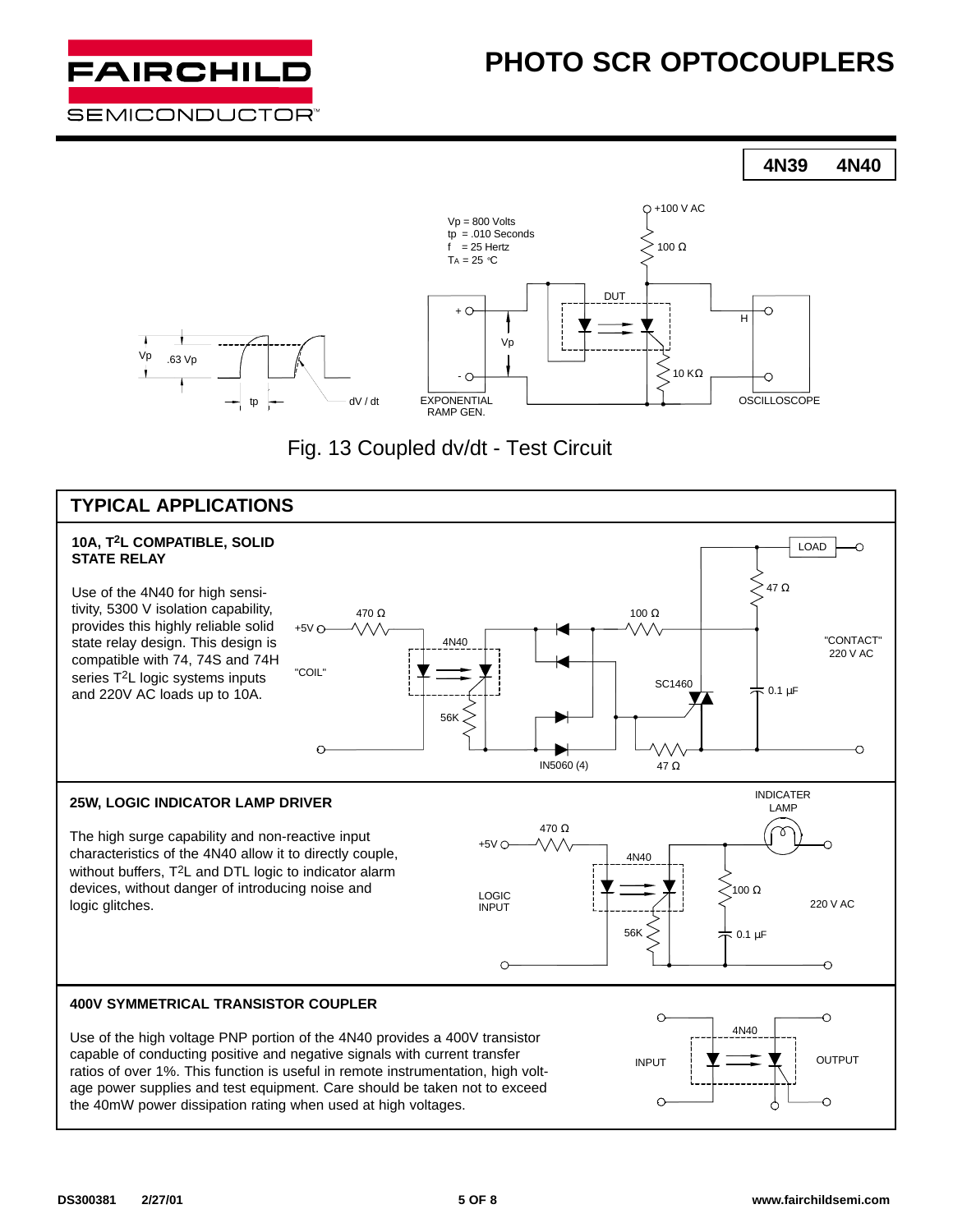# PHOTO SCR OPTOCOUPLERS

**4N39 4N40**

Vp = 800 Volts
tp = .010 Seconds
f = 25 Hertz
$T_A$ = 25 °C

Fig. 13 Coupled dv/dt - Test Circuit

## TYPICAL APPLICATIONS

### 10A, T²L COMPATIBLE, SOLID STATE RELAY

Use of the 4N40 for high sensitivity, 5300 V isolation capability, provides this highly reliable solid state relay design. This design is compatible with 74, 74S and 74H series T²L logic systems inputs and 220V AC loads up to 10A.

### 25W, LOGIC INDICATOR LAMP DRIVER

The high surge capability and non-reactive input characteristics of the 4N40 allow it to directly couple, without buffers, T²L and DTL logic to indicator alarm devices, without danger of introducing noise and logic glitches.

### 400V SYMMETRICAL TRANSISTOR COUPLER

Use of the high voltage PNP portion of the 4N40 provides a 400V transistor capable of conducting positive and negative signals with current transfer ratios of over 1%. This function is useful in remote instrumentation, high voltage power supplies and test equipment. Care should be taken not to exceed the 40mW power dissipation rating when used at high voltages.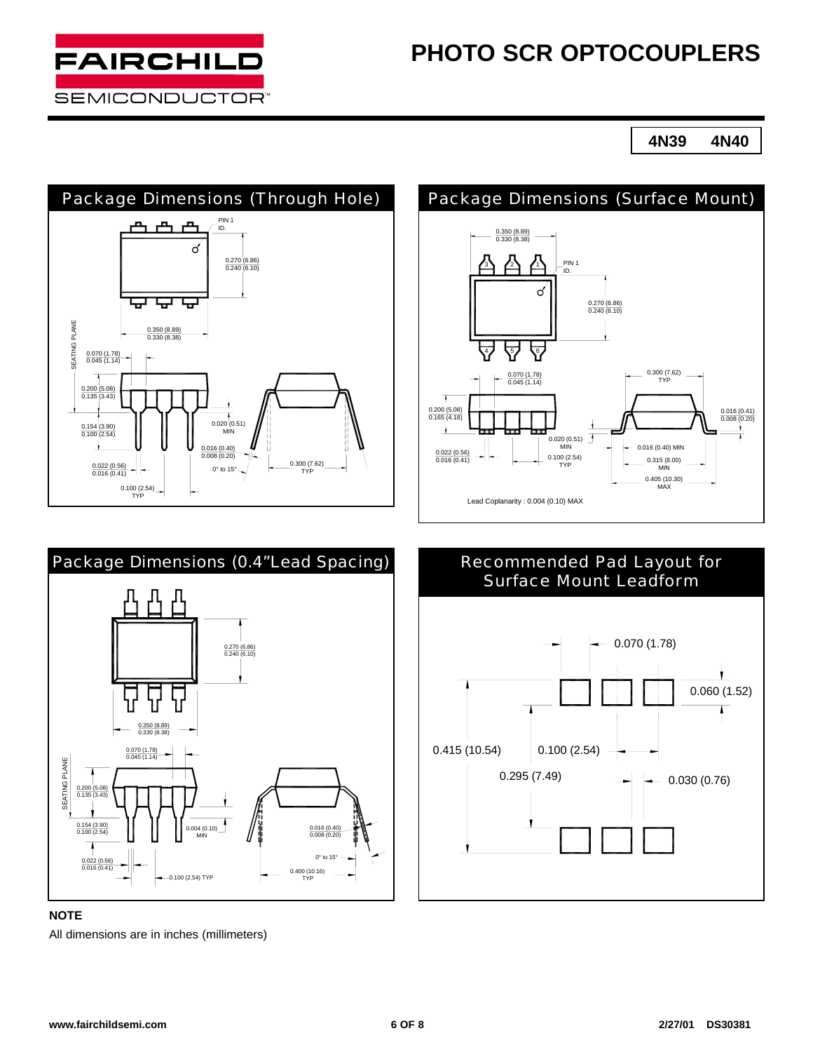# PHOTO SCR OPTOCOUPLERS

**4N39 4N40**

## Package Dimensions (Through Hole)

PIN 1 ID.

0.270 (6.86)
0.240 (6.10)

0.350 (8.89)
0.330 (8.38)

SEATING PLANE

0.070 (1.78)
0.045 (1.14)

0.200 (5.08)
0.135 (3.43)

0.154 (3.90)
0.100 (2.54)

0.020 (0.51) MIN

0.016 (0.40)
0.008 (0.20)

0.022 (0.56)
0.016 (0.41)

0° to 15°

0.300 (7.62) TYP

0.100 (2.54) TYP

## Package Dimensions (Surface Mount)

0.350 (8.89)
0.330 (8.38)

PIN 1 ID.

0.270 (6.86)
0.240 (6.10)

0.070 (1.78)
0.045 (1.14)

0.300 (7.62) TYP

0.200 (5.08)
0.165 (4.18)

0.016 (0.41)
0.008 (0.20)

0.020 (0.51) MIN

0.022 (0.56)
0.016 (0.41)

0.100 (2.54) TYP

0.016 (0.40) MIN

0.315 (8.00) MIN

0.405 (10.30) MAX

Lead Coplanarity : 0.004 (0.10) MAX

## Package Dimensions (0.4"Lead Spacing)

0.270 (6.86)
0.240 (6.10)

0.350 (8.89)
0.330 (8.38)

0.070 (1.78)
0.045 (1.14)

SEATING PLANE

0.200 (5.08)
0.135 (3.43)

0.154 (3.90)
0.100 (2.54)

0.004 (0.10) MIN

0.016 (0.40)
0.008 (0.20)

0° to 15°

0.022 (0.56)
0.016 (0.41)

0.100 (2.54) TYP

0.400 (10.16) TYP

## Recommended Pad Layout for Surface Mount Leadform

0.070 (1.78)

0.060 (1.52)

0.415 (10.54)

0.100 (2.54)

0.295 (7.49)

0.030 (0.76)

**NOTE**

All dimensions are in inches (millimeters)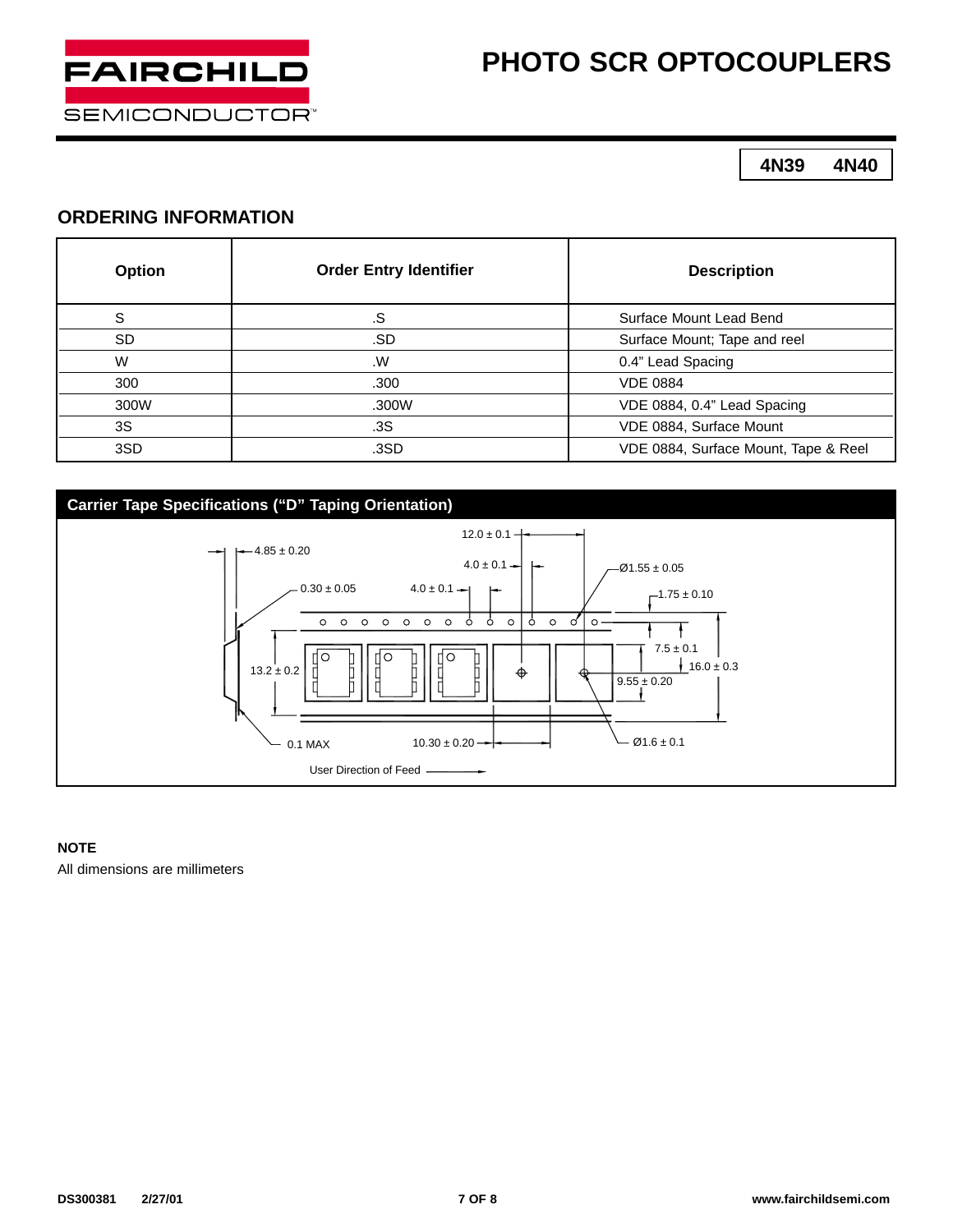# PHOTO SCR OPTOCOUPLERS

**4N39 4N40**

## ORDERING INFORMATION

| Option | Order Entry Identifier | Description |
|---|---|---|
| S | .S | Surface Mount Lead Bend |
| SD | .SD | Surface Mount; Tape and reel |
| W | .W | 0.4" Lead Spacing |
| 300 | .300 | VDE 0884 |
| 300W | .300W | VDE 0884, 0.4" Lead Spacing |
| 3S | .3S | VDE 0884, Surface Mount |
| 3SD | .3SD | VDE 0884, Surface Mount, Tape & Reel |

### Carrier Tape Specifications ("D" Taping Orientation)

12.0 ± 0.1
4.85 ± 0.20
4.0 ± 0.1
Ø1.55 ± 0.05
0.30 ± 0.05
4.0 ± 0.1
1.75 ± 0.10
7.5 ± 0.1
13.2 ± 0.2
16.0 ± 0.3
9.55 ± 0.20
0.1 MAX
10.30 ± 0.20
Ø1.6 ± 0.1
User Direction of Feed

**NOTE**

All dimensions are millimeters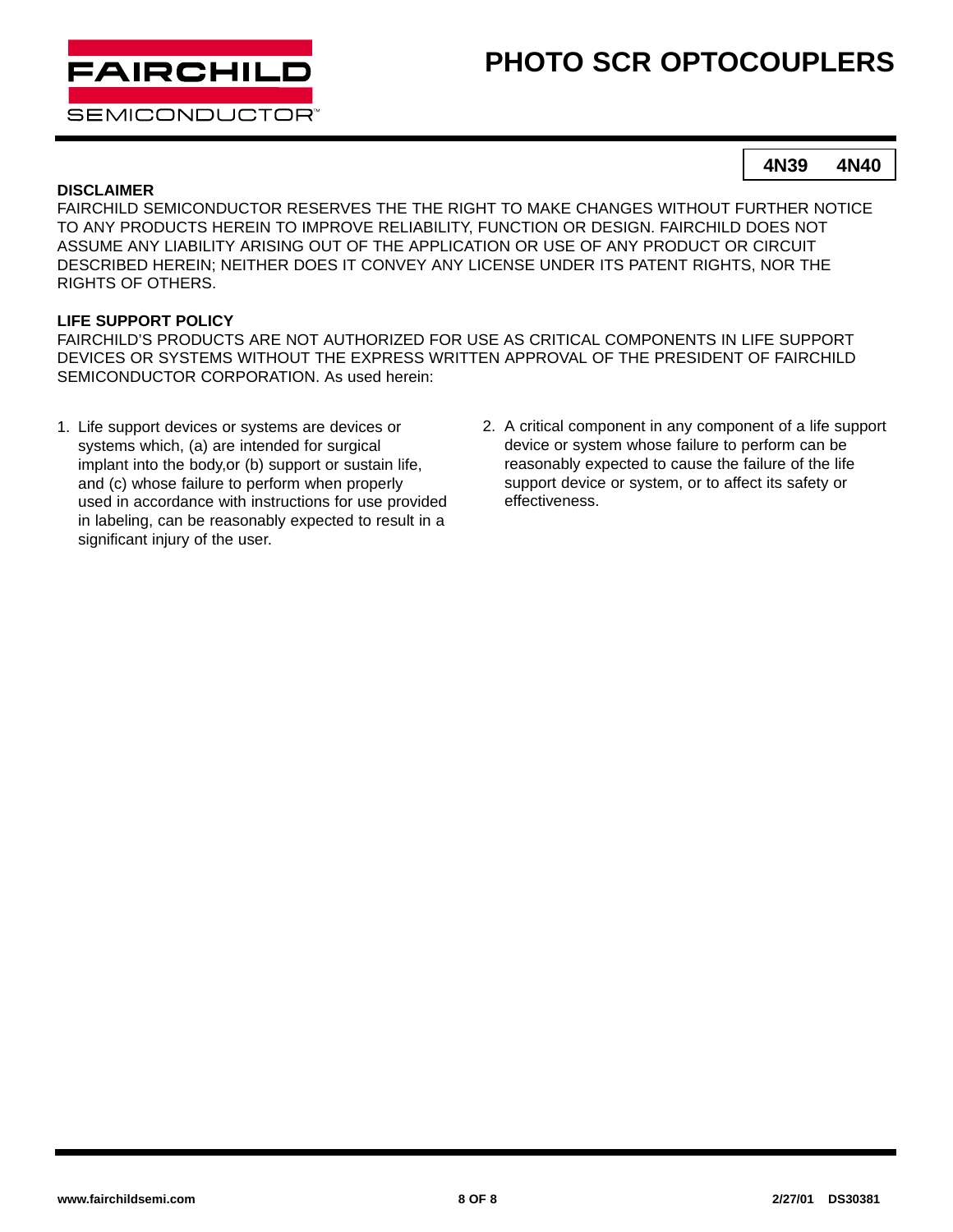## DISCLAIMER

FAIRCHILD SEMICONDUCTOR RESERVES THE THE RIGHT TO MAKE CHANGES WITHOUT FURTHER NOTICE TO ANY PRODUCTS HEREIN TO IMPROVE RELIABILITY, FUNCTION OR DESIGN. FAIRCHILD DOES NOT ASSUME ANY LIABILITY ARISING OUT OF THE APPLICATION OR USE OF ANY PRODUCT OR CIRCUIT DESCRIBED HEREIN; NEITHER DOES IT CONVEY ANY LICENSE UNDER ITS PATENT RIGHTS, NOR THE RIGHTS OF OTHERS.

## LIFE SUPPORT POLICY

FAIRCHILD'S PRODUCTS ARE NOT AUTHORIZED FOR USE AS CRITICAL COMPONENTS IN LIFE SUPPORT DEVICES OR SYSTEMS WITHOUT THE EXPRESS WRITTEN APPROVAL OF THE PRESIDENT OF FAIRCHILD SEMICONDUCTOR CORPORATION. As used herein:

1. Life support devices or systems are devices or systems which, (a) are intended for surgical implant into the body,or (b) support or sustain life, and (c) whose failure to perform when properly used in accordance with instructions for use provided in labeling, can be reasonably expected to result in a significant injury of the user.

2. A critical component in any component of a life support device or system whose failure to perform can be reasonably expected to cause the failure of the life support device or system, or to affect its safety or effectiveness.